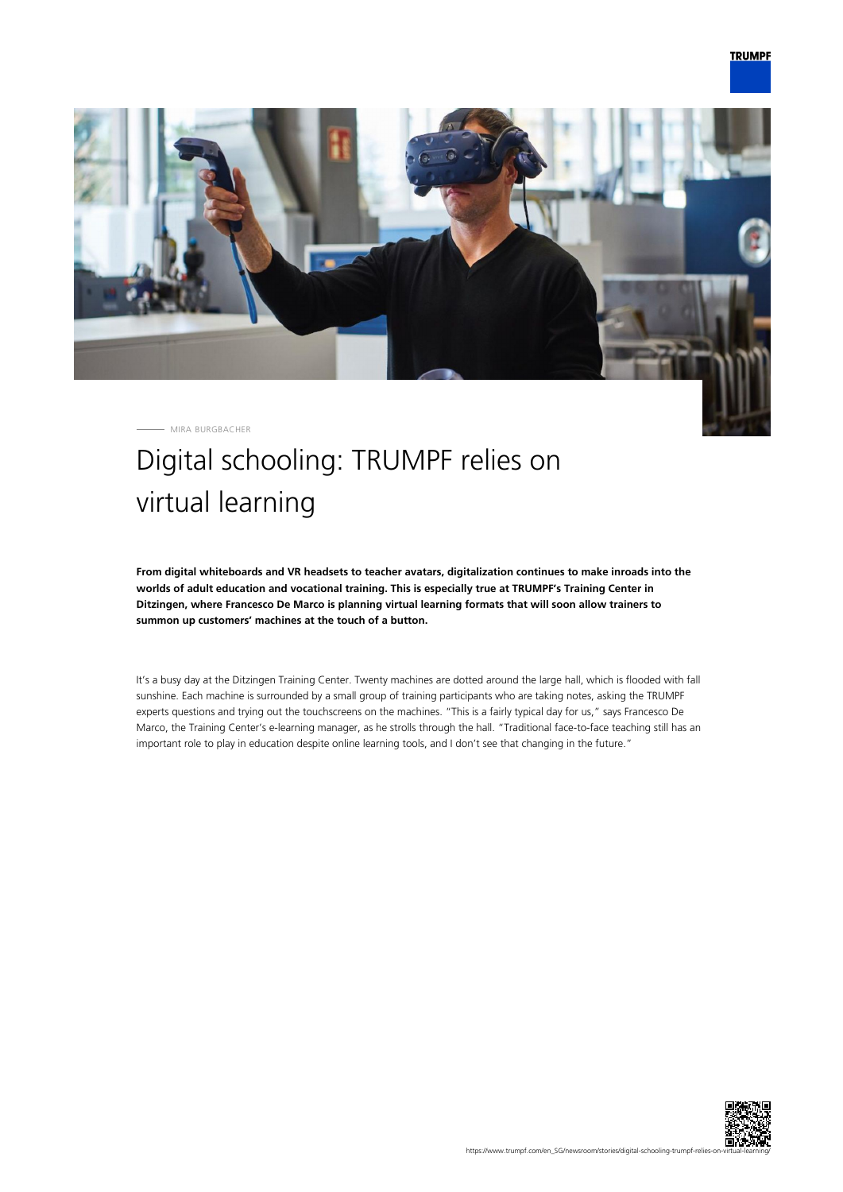MIRA BURGBACHER

# Digital schooling: TRUMPF relies on virtual learning

**From digital whiteboards and VR headsets to teacher avatars, digitalization continues to make inroads into the worlds of adult education and vocational training. This is especially true at TRUMPF's Training Center in Ditzingen, where Francesco De Marco is planning virtual learning formats that will soon allow trainers to summon up customers' machines at the touch of a button.**

It's a busy day at the Ditzingen Training Center. Twenty machines are dotted around the large hall, which is flooded with fall sunshine. Each machine is surrounded by a small group of training participants who are taking notes, asking the TRUMPF experts questions and trying out the touchscreens on the machines. "This is a fairly typical day for us," says Francesco De Marco, the Training Center's e-learning manager, as he strolls through the hall. "Traditional face-to-face teaching still has an important role to play in education despite online learning tools, and I don't see that changing in the future."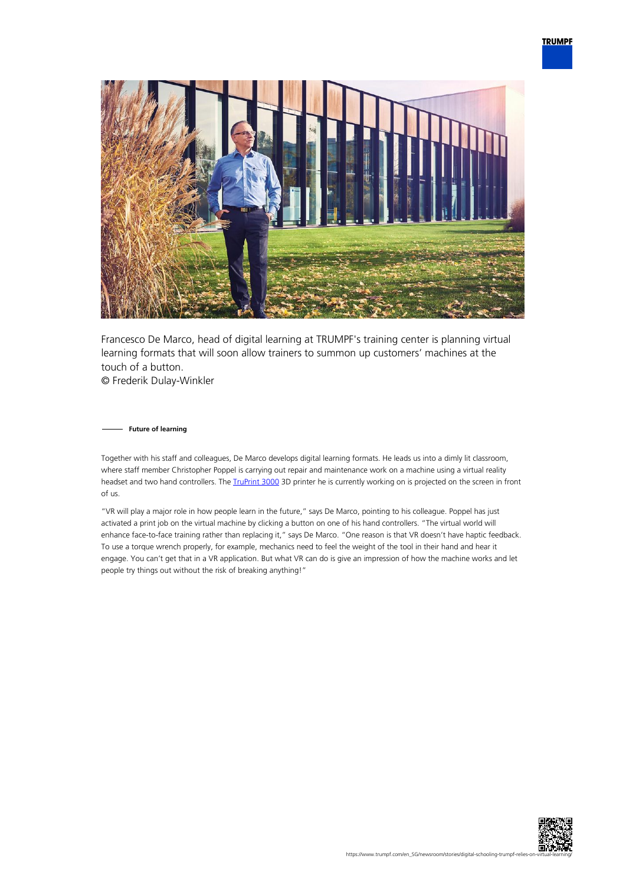Francesco De Marco, head of digital learning at TRUMPF's training center is planning virtual learning formats that will soon allow trainers to summon up customers' machines at the touch of a button.
© Frederik Dulay-Winkler

**Future of learning**

Together with his staff and colleagues, De Marco develops digital learning formats. He leads us into a dimly lit classroom, where staff member Christopher Poppel is carrying out repair and maintenance work on a machine using a virtual reality headset and two hand controllers. The TruPrint 3000 3D printer he is currently working on is projected on the screen in front of us.

"VR will play a major role in how people learn in the future," says De Marco, pointing to his colleague. Poppel has just activated a print job on the virtual machine by clicking a button on one of his hand controllers. "The virtual world will enhance face-to-face training rather than replacing it," says De Marco. "One reason is that VR doesn't have haptic feedback. To use a torque wrench properly, for example, mechanics need to feel the weight of the tool in their hand and hear it engage. You can't get that in a VR application. But what VR can do is give an impression of how the machine works and let people try things out without the risk of breaking anything!"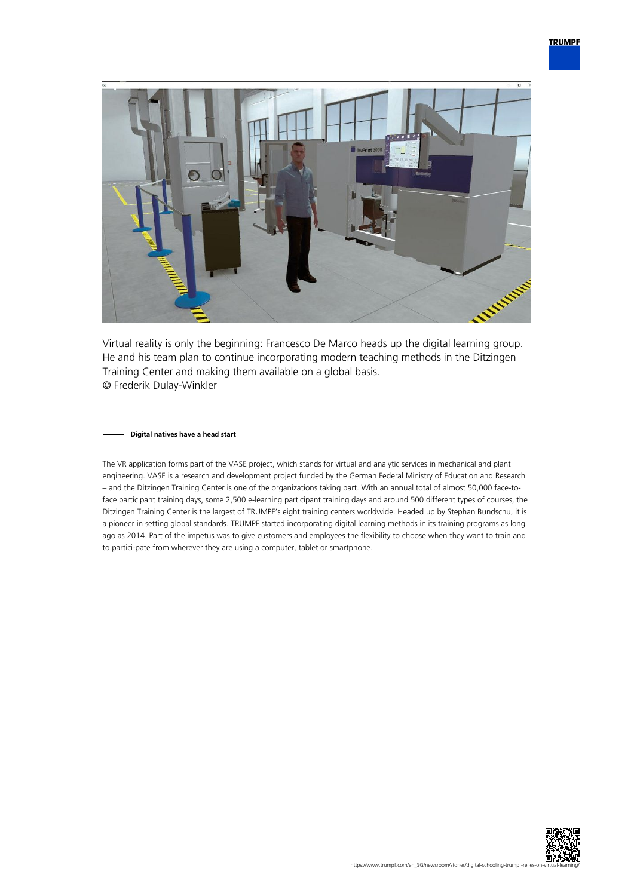Virtual reality is only the beginning: Francesco De Marco heads up the digital learning group. He and his team plan to continue incorporating modern teaching methods in the Ditzingen Training Center and making them available on a global basis.
© Frederik Dulay-Winkler

## Digital natives have a head start

The VR application forms part of the VASE project, which stands for virtual and analytic services in mechanical and plant engineering. VASE is a research and development project funded by the German Federal Ministry of Education and Research – and the Ditzingen Training Center is one of the organizations taking part. With an annual total of almost 50,000 face-to-face participant training days, some 2,500 e-learning participant training days and around 500 different types of courses, the Ditzingen Training Center is the largest of TRUMPF's eight training centers worldwide. Headed up by Stephan Bundschu, it is a pioneer in setting global standards. TRUMPF started incorporating digital learning methods in its training programs as long ago as 2014. Part of the impetus was to give customers and employees the flexibility to choose when they want to train and to partici-pate from wherever they are using a computer, tablet or smartphone.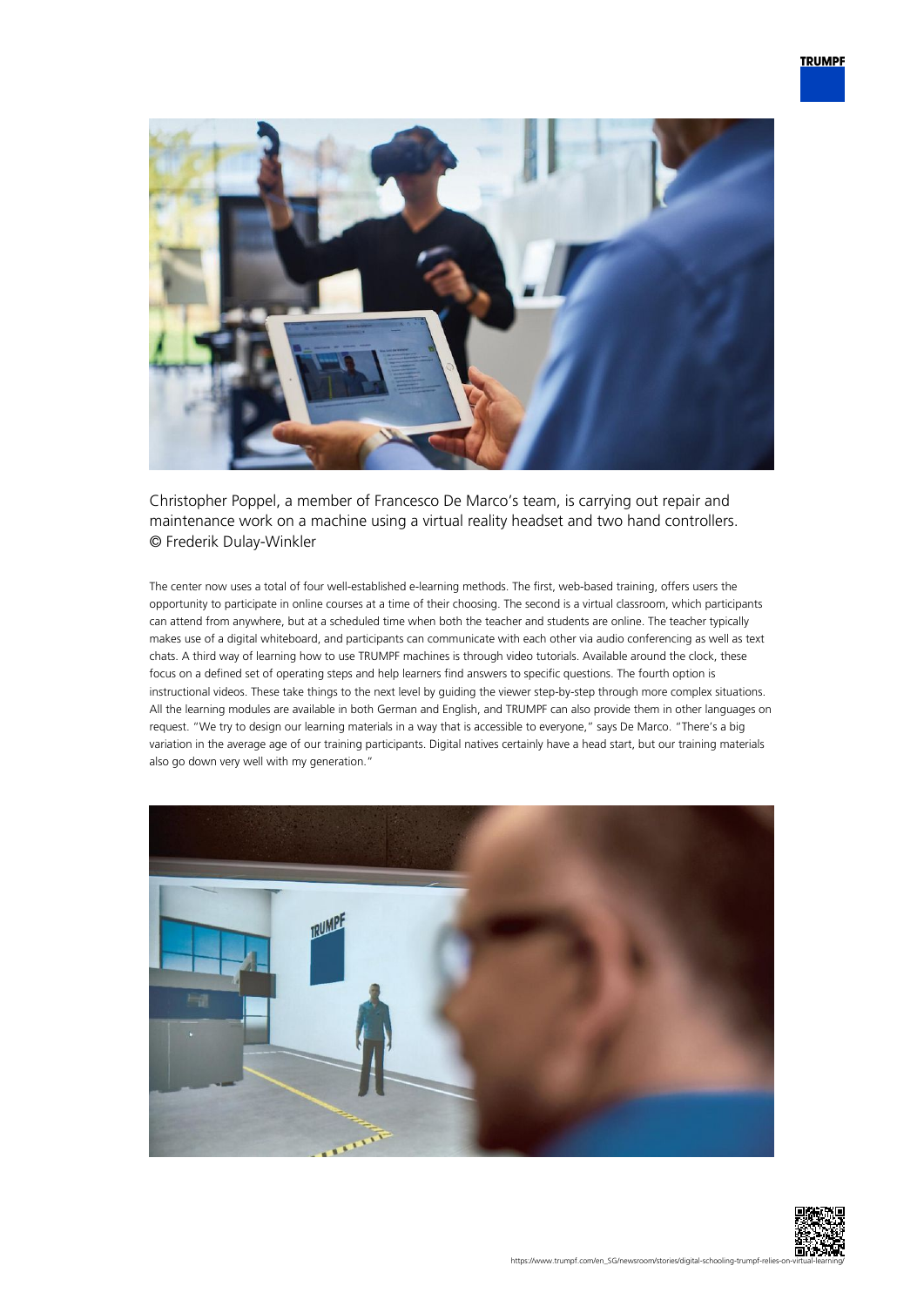Christopher Poppel, a member of Francesco De Marco's team, is carrying out repair and maintenance work on a machine using a virtual reality headset and two hand controllers. © Frederik Dulay-Winkler

The center now uses a total of four well-established e-learning methods. The first, web-based training, offers users the opportunity to participate in online courses at a time of their choosing. The second is a virtual classroom, which participants can attend from anywhere, but at a scheduled time when both the teacher and students are online. The teacher typically makes use of a digital whiteboard, and participants can communicate with each other via audio conferencing as well as text chats. A third way of learning how to use TRUMPF machines is through video tutorials. Available around the clock, these focus on a defined set of operating steps and help learners find answers to specific questions. The fourth option is instructional videos. These take things to the next level by guiding the viewer step-by-step through more complex situations. All the learning modules are available in both German and English, and TRUMPF can also provide them in other languages on request. "We try to design our learning materials in a way that is accessible to everyone," says De Marco. "There's a big variation in the average age of our training participants. Digital natives certainly have a head start, but our training materials also go down very well with my generation."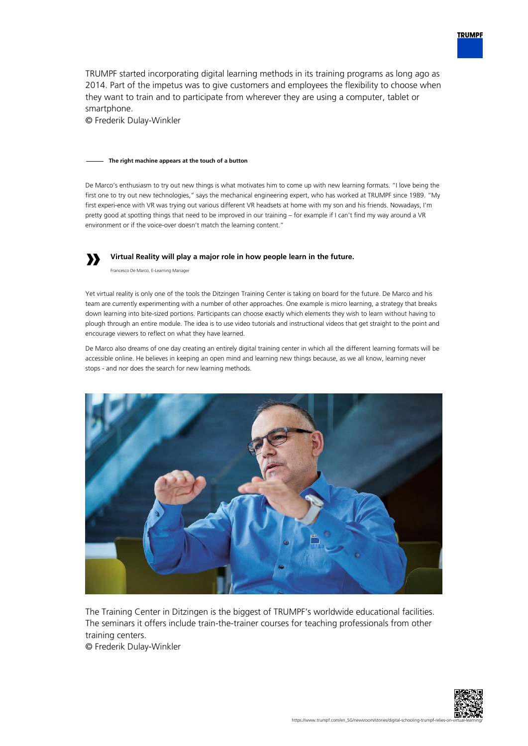TRUMPF started incorporating digital learning methods in its training programs as long ago as 2014. Part of the impetus was to give customers and employees the flexibility to choose when they want to train and to participate from wherever they are using a computer, tablet or smartphone.
© Frederik Dulay-Winkler

#### The right machine appears at the touch of a button

De Marco's enthusiasm to try out new things is what motivates him to come up with new learning formats. "I love being the first one to try out new technologies," says the mechanical engineering expert, who has worked at TRUMPF since 1989. "My first experi-ence with VR was trying out various different VR headsets at home with my son and his friends. Nowadays, I'm pretty good at spotting things that need to be improved in our training – for example if I can't find my way around a VR environment or if the voice-over doesn't match the learning content."

> **Virtual Reality will play a major role in how people learn in the future.**
>
> Francesco De Marco, E-Learning Manager

Yet virtual reality is only one of the tools the Ditzingen Training Center is taking on board for the future. De Marco and his team are currently experimenting with a number of other approaches. One example is micro learning, a strategy that breaks down learning into bite-sized portions. Participants can choose exactly which elements they wish to learn without having to plough through an entire module. The idea is to use video tutorials and instructional videos that get straight to the point and encourage viewers to reflect on what they have learned.

De Marco also dreams of one day creating an entirely digital training center in which all the different learning formats will be accessible online. He believes in keeping an open mind and learning new things because, as we all know, learning never stops - and nor does the search for new learning methods.

The Training Center in Ditzingen is the biggest of TRUMPF's worldwide educational facilities. The seminars it offers include train-the-trainer courses for teaching professionals from other training centers.
© Frederik Dulay-Winkler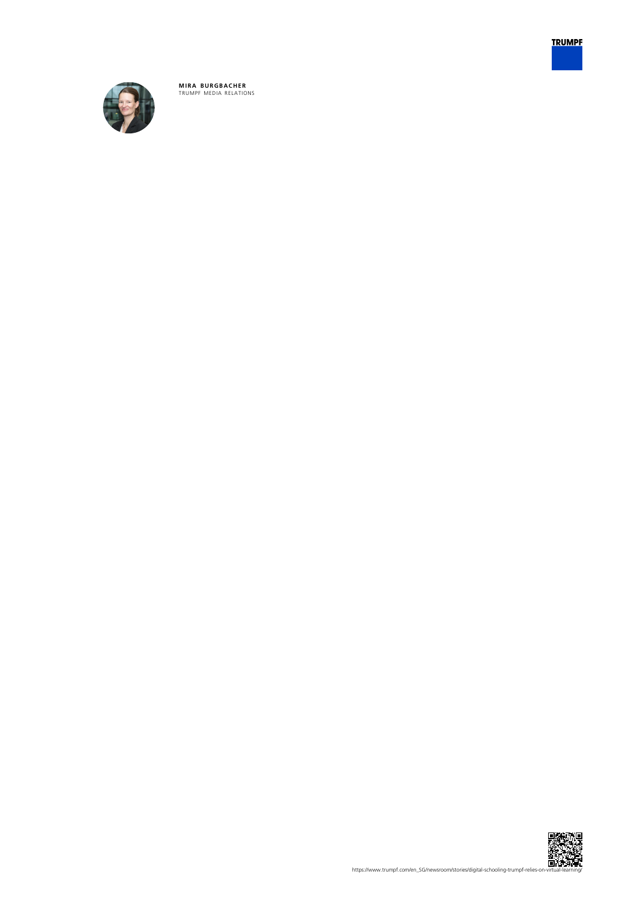**MIRA BURGBACHER**
TRUMPF MEDIA RELATIONS

https://www.trumpf.com/en_SG/newsroom/stories/digital-schooling-trumpf-relies-on-virtual-learning/